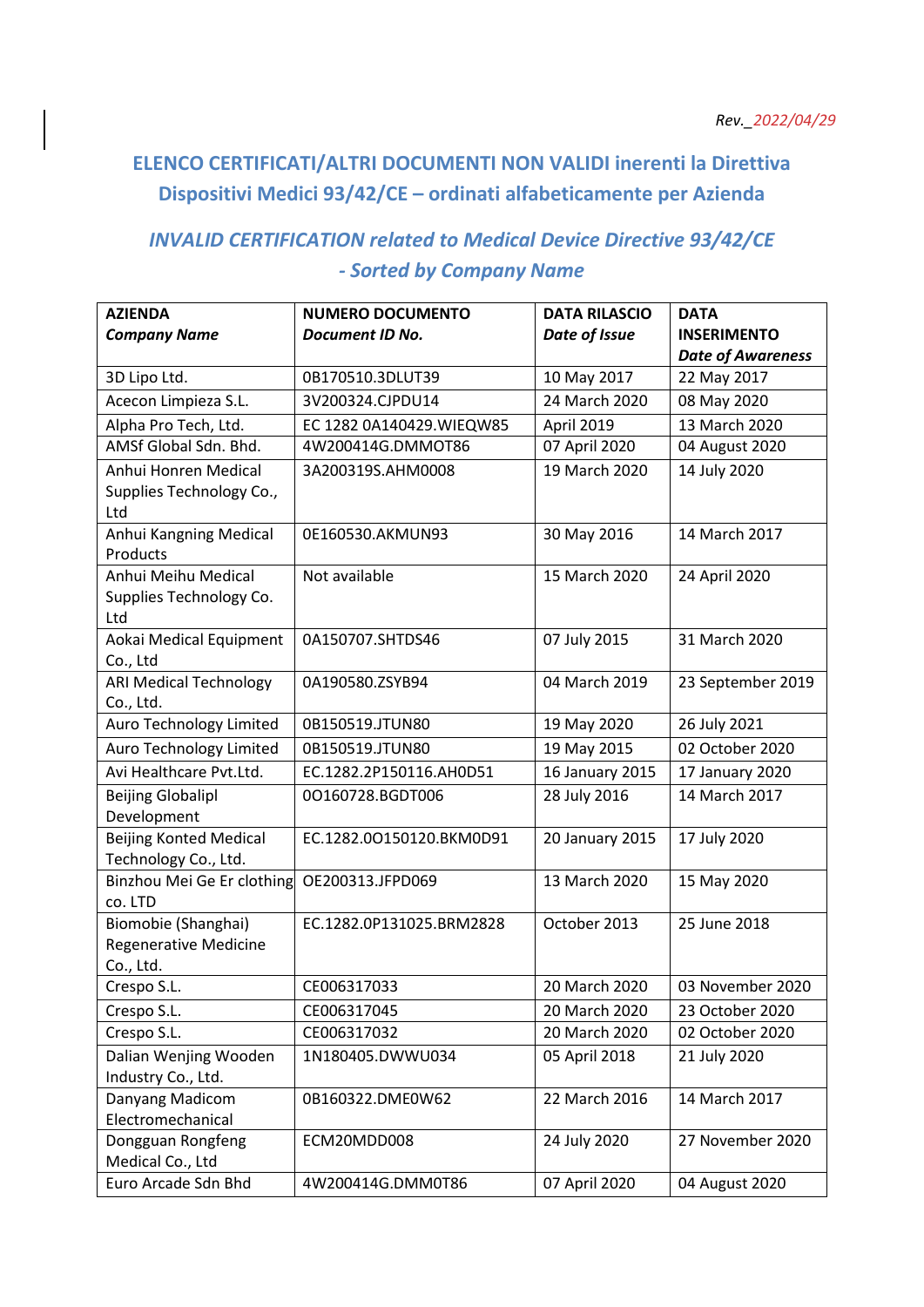*Rev._2022/04/29*

## ELENCO CERTIFICATI/ALTRI DOCUMENTI NON VALIDI inerenti la Direttiva Dispositivi Medici 93/42/CE – ordinati alfabeticamente per Azienda

## *INVALID CERTIFICATION related to Medical Device Directive 93/42/CE - Sorted by Company Name*

| **AZIENDA** *Company Name* | **NUMERO DOCUMENTO** *Document ID No.* | **DATA RILASCIO** *Date of Issue* | **DATA INSERIMENTO** *Date of Awareness* |
|---|---|---|---|
| 3D Lipo Ltd. | 0B170510.3DLUT39 | 10 May 2017 | 22 May 2017 |
| Acecon Limpieza S.L. | 3V200324.CJPDU14 | 24 March 2020 | 08 May 2020 |
| Alpha Pro Tech, Ltd. | EC 1282 0A140429.WIEQW85 | April 2019 | 13 March 2020 |
| AMSf Global Sdn. Bhd. | 4W200414G.DMMOT86 | 07 April 2020 | 04 August 2020 |
| Anhui Honren Medical Supplies Technology Co., Ltd | 3A200319S.AHM0008 | 19 March 2020 | 14 July 2020 |
| Anhui Kangning Medical Products | 0E160530.AKMUN93 | 30 May 2016 | 14 March 2017 |
| Anhui Meihu Medical Supplies Technology Co. Ltd | Not available | 15 March 2020 | 24 April 2020 |
| Aokai Medical Equipment Co., Ltd | 0A150707.SHTDS46 | 07 July 2015 | 31 March 2020 |
| ARI Medical Technology Co., Ltd. | 0A190580.ZSYB94 | 04 March 2019 | 23 September 2019 |
| Auro Technology Limited | 0B150519.JTUN80 | 19 May 2020 | 26 July 2021 |
| Auro Technology Limited | 0B150519.JTUN80 | 19 May 2015 | 02 October 2020 |
| Avi Healthcare Pvt.Ltd. | EC.1282.2P150116.AH0D51 | 16 January 2015 | 17 January 2020 |
| Beijing Globalipl Development | 0O160728.BGDT006 | 28 July 2016 | 14 March 2017 |
| Beijing Konted Medical Technology Co., Ltd. | EC.1282.0O150120.BKM0D91 | 20 January 2015 | 17 July 2020 |
| Binzhou Mei Ge Er clothing co. LTD | OE200313.JFPD069 | 13 March 2020 | 15 May 2020 |
| Biomobie (Shanghai) Regenerative Medicine Co., Ltd. | EC.1282.0P131025.BRM2828 | October 2013 | 25 June 2018 |
| Crespo S.L. | CE006317033 | 20 March 2020 | 03 November 2020 |
| Crespo S.L. | CE006317045 | 20 March 2020 | 23 October 2020 |
| Crespo S.L. | CE006317032 | 20 March 2020 | 02 October 2020 |
| Dalian Wenjing Wooden Industry Co., Ltd. | 1N180405.DWWU034 | 05 April 2018 | 21 July 2020 |
| Danyang Madicom Electromechanical | 0B160322.DME0W62 | 22 March 2016 | 14 March 2017 |
| Dongguan Rongfeng Medical Co., Ltd | ECM20MDD008 | 24 July 2020 | 27 November 2020 |
| Euro Arcade Sdn Bhd | 4W200414G.DMM0T86 | 07 April 2020 | 04 August 2020 |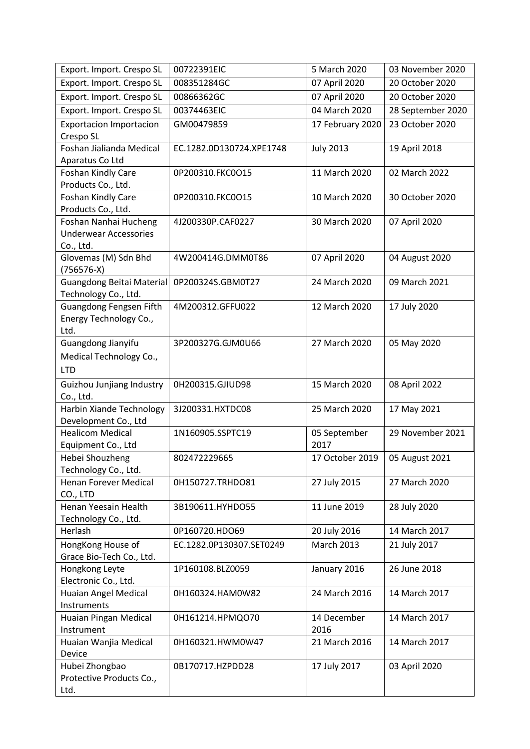| | | | |
|---|---|---|---|
| Export. Import. Crespo SL | 00722391EIC | 5 March 2020 | 03 November 2020 |
| Export. Import. Crespo SL | 008351284GC | 07 April 2020 | 20 October 2020 |
| Export. Import. Crespo SL | 00866362GC | 07 April 2020 | 20 October 2020 |
| Export. Import. Crespo SL | 00374463EIC | 04 March 2020 | 28 September 2020 |
| Exportacion Importacion Crespo SL | GM00479859 | 17 February 2020 | 23 October 2020 |
| Foshan Jialianda Medical Aparatus Co Ltd | EC.1282.0D130724.XPE1748 | July 2013 | 19 April 2018 |
| Foshan Kindly Care Products Co., Ltd. | 0P200310.FKC0O15 | 11 March 2020 | 02 March 2022 |
| Foshan Kindly Care Products Co., Ltd. | 0P200310.FKC0O15 | 10 March 2020 | 30 October 2020 |
| Foshan Nanhai Hucheng Underwear Accessories Co., Ltd. | 4J200330P.CAF0227 | 30 March 2020 | 07 April 2020 |
| Glovemas (M) Sdn Bhd (756576-X) | 4W200414G.DMM0T86 | 07 April 2020 | 04 August 2020 |
| Guangdong Beitai Material Technology Co., Ltd. | 0P200324S.GBM0T27 | 24 March 2020 | 09 March 2021 |
| Guangdong Fengsen Fifth Energy Technology Co., Ltd. | 4M200312.GFFU022 | 12 March 2020 | 17 July 2020 |
| Guangdong Jianyifu Medical Technology Co., LTD | 3P200327G.GJM0U66 | 27 March 2020 | 05 May 2020 |
| Guizhou Junjiang Industry Co., Ltd. | 0H200315.GJIUD98 | 15 March 2020 | 08 April 2022 |
| Harbin Xiande Technology Development Co., Ltd | 3J200331.HXTDC08 | 25 March 2020 | 17 May 2021 |
| Healicom Medical Equipment Co., Ltd | 1N160905.SSPTC19 | 05 September 2017 | 29 November 2021 |
| Hebei Shouzheng Technology Co., Ltd. | 802472229665 | 17 October 2019 | 05 August 2021 |
| Henan Forever Medical CO., LTD | 0H150727.TRHDO81 | 27 July 2015 | 27 March 2020 |
| Henan Yeesain Health Technology Co., Ltd. | 3B190611.HYHDO55 | 11 June 2019 | 28 July 2020 |
| Herlash | 0P160720.HDO69 | 20 July 2016 | 14 March 2017 |
| HongKong House of Grace Bio-Tech Co., Ltd. | EC.1282.0P130307.SET0249 | March 2013 | 21 July 2017 |
| Hongkong Leyte Electronic Co., Ltd. | 1P160108.BLZ0059 | January 2016 | 26 June 2018 |
| Huaian Angel Medical Instruments | 0H160324.HAM0W82 | 24 March 2016 | 14 March 2017 |
| Huaian Pingan Medical Instrument | 0H161214.HPMQO70 | 14 December 2016 | 14 March 2017 |
| Huaian Wanjia Medical Device | 0H160321.HWM0W47 | 21 March 2016 | 14 March 2017 |
| Hubei Zhongbao Protective Products Co., Ltd. | 0B170717.HZPDD28 | 17 July 2017 | 03 April 2020 |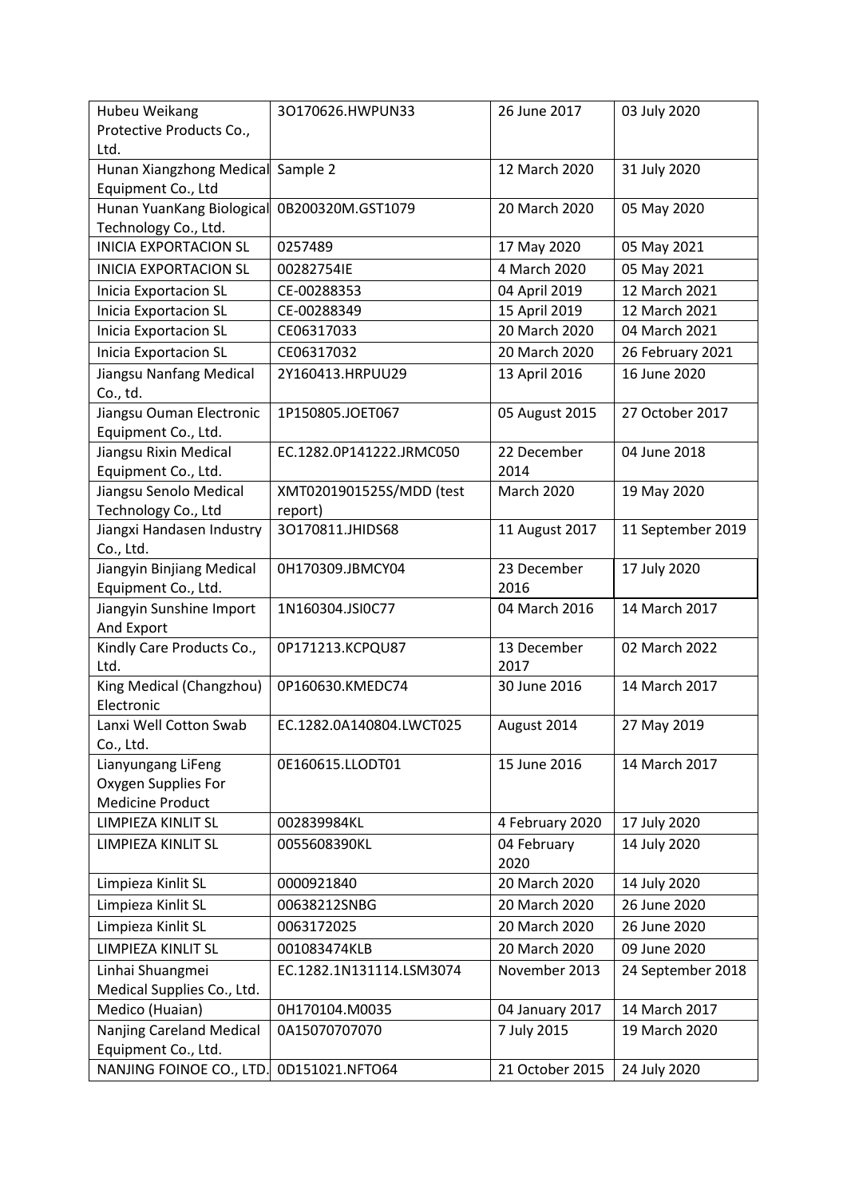| Hubeu Weikang Protective Products Co., Ltd. | 3O170626.HWPUN33 | 26 June 2017 | 03 July 2020 |
|---|---|---|---|
| Hunan Xiangzhong Medical Equipment Co., Ltd | Sample 2 | 12 March 2020 | 31 July 2020 |
| Hunan YuanKang Biological Technology Co., Ltd. | 0B200320M.GST1079 | 20 March 2020 | 05 May 2020 |
| INICIA EXPORTACION SL | 0257489 | 17 May 2020 | 05 May 2021 |
| INICIA EXPORTACION SL | 00282754IE | 4 March 2020 | 05 May 2021 |
| Inicia Exportacion SL | CE-00288353 | 04 April 2019 | 12 March 2021 |
| Inicia Exportacion SL | CE-00288349 | 15 April 2019 | 12 March 2021 |
| Inicia Exportacion SL | CE06317033 | 20 March 2020 | 04 March 2021 |
| Inicia Exportacion SL | CE06317032 | 20 March 2020 | 26 February 2021 |
| Jiangsu Nanfang Medical Co., td. | 2Y160413.HRPUU29 | 13 April 2016 | 16 June 2020 |
| Jiangsu Ouman Electronic Equipment Co., Ltd. | 1P150805.JOET067 | 05 August 2015 | 27 October 2017 |
| Jiangsu Rixin Medical Equipment Co., Ltd. | EC.1282.0P141222.JRMC050 | 22 December 2014 | 04 June 2018 |
| Jiangsu Senolo Medical Technology Co., Ltd | XMT0201901525S/MDD (test report) | March 2020 | 19 May 2020 |
| Jiangxi Handasen Industry Co., Ltd. | 3O170811.JHIDS68 | 11 August 2017 | 11 September 2019 |
| Jiangyin Binjiang Medical Equipment Co., Ltd. | 0H170309.JBMCY04 | 23 December 2016 | 17 July 2020 |
| Jiangyin Sunshine Import And Export | 1N160304.JSI0C77 | 04 March 2016 | 14 March 2017 |
| Kindly Care Products Co., Ltd. | 0P171213.KCPQU87 | 13 December 2017 | 02 March 2022 |
| King Medical (Changzhou) Electronic | 0P160630.KMEDC74 | 30 June 2016 | 14 March 2017 |
| Lanxi Well Cotton Swab Co., Ltd. | EC.1282.0A140804.LWCT025 | August 2014 | 27 May 2019 |
| Lianyungang LiFeng Oxygen Supplies For Medicine Product | 0E160615.LLODT01 | 15 June 2016 | 14 March 2017 |
| LIMPIEZA KINLIT SL | 002839984KL | 4 February 2020 | 17 July 2020 |
| LIMPIEZA KINLIT SL | 0055608390KL | 04 February 2020 | 14 July 2020 |
| Limpieza Kinlit SL | 0000921840 | 20 March 2020 | 14 July 2020 |
| Limpieza Kinlit SL | 00638212SNBG | 20 March 2020 | 26 June 2020 |
| Limpieza Kinlit SL | 0063172025 | 20 March 2020 | 26 June 2020 |
| LIMPIEZA KINLIT SL | 001083474KLB | 20 March 2020 | 09 June 2020 |
| Linhai Shuangmei Medical Supplies Co., Ltd. | EC.1282.1N131114.LSM3074 | November 2013 | 24 September 2018 |
| Medico (Huaian) | 0H170104.M0035 | 04 January 2017 | 14 March 2017 |
| Nanjing Careland Medical Equipment Co., Ltd. | 0A15070707070 | 7 July 2015 | 19 March 2020 |
| NANJING FOINOE CO., LTD. | 0D151021.NFTO64 | 21 October 2015 | 24 July 2020 |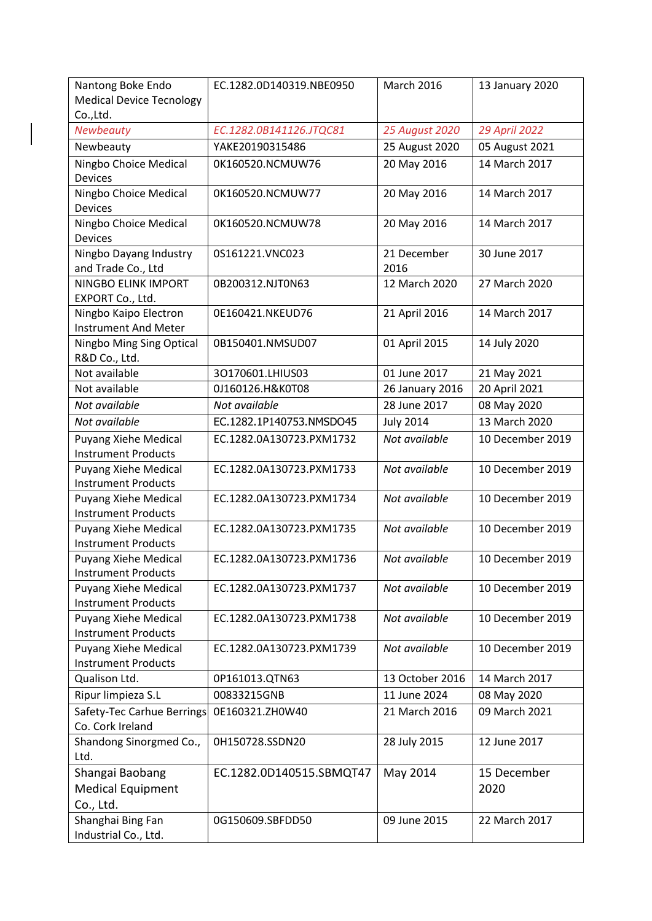| | | | |
|---|---|---|---|
| Nantong Boke Endo Medical Device Tecnology Co.,Ltd. | EC.1282.0D140319.NBE0950 | March 2016 | 13 January 2020 |
| *Newbeauty* | *EC.1282.0B141126.JTQC81* | *25 August 2020* | *29 April 2022* |
| Newbeauty | YAKE20190315486 | 25 August 2020 | 05 August 2021 |
| Ningbo Choice Medical Devices | 0K160520.NCMUW76 | 20 May 2016 | 14 March 2017 |
| Ningbo Choice Medical Devices | 0K160520.NCMUW77 | 20 May 2016 | 14 March 2017 |
| Ningbo Choice Medical Devices | 0K160520.NCMUW78 | 20 May 2016 | 14 March 2017 |
| Ningbo Dayang Industry and Trade Co., Ltd | 0S161221.VNC023 | 21 December 2016 | 30 June 2017 |
| NINGBO ELINK IMPORT EXPORT Co., Ltd. | 0B200312.NJT0N63 | 12 March 2020 | 27 March 2020 |
| Ningbo Kaipo Electron Instrument And Meter | 0E160421.NKEUD76 | 21 April 2016 | 14 March 2017 |
| Ningbo Ming Sing Optical R&D Co., Ltd. | 0B150401.NMSUD07 | 01 April 2015 | 14 July 2020 |
| Not available | 3O170601.LHIUS03 | 01 June 2017 | 21 May 2021 |
| Not available | 0J160126.H&K0T08 | 26 January 2016 | 20 April 2021 |
| *Not available* | *Not available* | 28 June 2017 | 08 May 2020 |
| *Not available* | EC.1282.1P140753.NMSDO45 | July 2014 | 13 March 2020 |
| Puyang Xiehe Medical Instrument Products | EC.1282.0A130723.PXM1732 | *Not available* | 10 December 2019 |
| Puyang Xiehe Medical Instrument Products | EC.1282.0A130723.PXM1733 | *Not available* | 10 December 2019 |
| Puyang Xiehe Medical Instrument Products | EC.1282.0A130723.PXM1734 | *Not available* | 10 December 2019 |
| Puyang Xiehe Medical Instrument Products | EC.1282.0A130723.PXM1735 | *Not available* | 10 December 2019 |
| Puyang Xiehe Medical Instrument Products | EC.1282.0A130723.PXM1736 | *Not available* | 10 December 2019 |
| Puyang Xiehe Medical Instrument Products | EC.1282.0A130723.PXM1737 | *Not available* | 10 December 2019 |
| Puyang Xiehe Medical Instrument Products | EC.1282.0A130723.PXM1738 | *Not available* | 10 December 2019 |
| Puyang Xiehe Medical Instrument Products | EC.1282.0A130723.PXM1739 | *Not available* | 10 December 2019 |
| Qualison Ltd. | 0P161013.QTN63 | 13 October 2016 | 14 March 2017 |
| Ripur limpieza S.L | 00833215GNB | 11 June 2024 | 08 May 2020 |
| Safety-Tec Carhue Berrings Co. Cork Ireland | 0E160321.ZH0W40 | 21 March 2016 | 09 March 2021 |
| Shandong Sinorgmed Co., Ltd. | 0H150728.SSDN20 | 28 July 2015 | 12 June 2017 |
| Shangai Baobang Medical Equipment Co., Ltd. | EC.1282.0D140515.SBMQT47 | May 2014 | 15 December 2020 |
| Shanghai Bing Fan Industrial Co., Ltd. | 0G150609.SBFDD50 | 09 June 2015 | 22 March 2017 |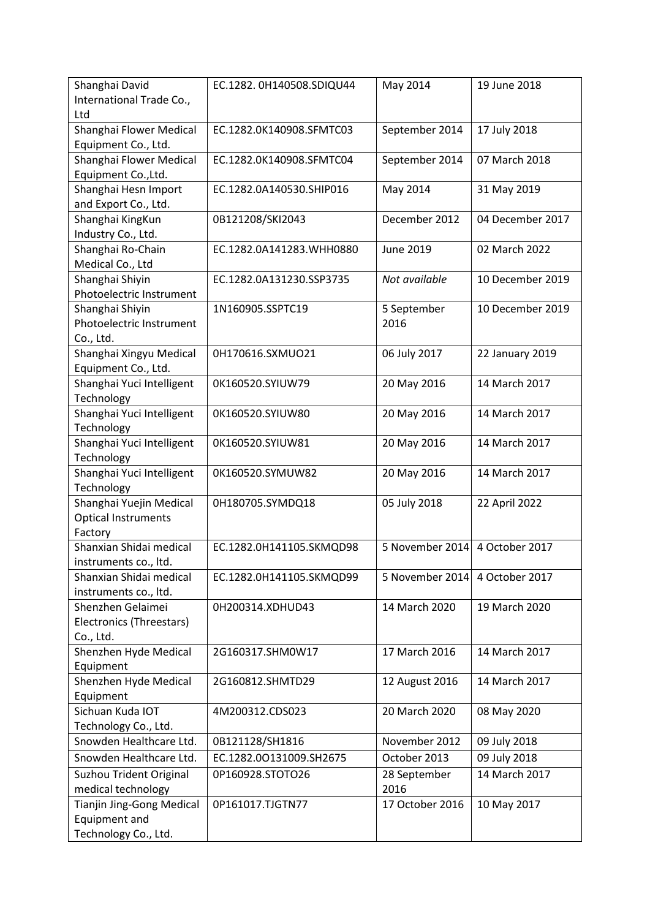| Shanghai David International Trade Co., Ltd | EC.1282. 0H140508.SDIQU44 | May 2014 | 19 June 2018 |
|---|---|---|---|
| Shanghai Flower Medical Equipment Co., Ltd. | EC.1282.0K140908.SFMTC03 | September 2014 | 17 July 2018 |
| Shanghai Flower Medical Equipment Co.,Ltd. | EC.1282.0K140908.SFMTC04 | September 2014 | 07 March 2018 |
| Shanghai Hesn Import and Export Co., Ltd. | EC.1282.0A140530.SHIP016 | May 2014 | 31 May 2019 |
| Shanghai KingKun Industry Co., Ltd. | 0B121208/SKI2043 | December 2012 | 04 December 2017 |
| Shanghai Ro-Chain Medical Co., Ltd | EC.1282.0A141283.WHH0880 | June 2019 | 02 March 2022 |
| Shanghai Shiyin Photoelectric Instrument | EC.1282.0A131230.SSP3735 | *Not available* | 10 December 2019 |
| Shanghai Shiyin Photoelectric Instrument Co., Ltd. | 1N160905.SSPTC19 | 5 September 2016 | 10 December 2019 |
| Shanghai Xingyu Medical Equipment Co., Ltd. | 0H170616.SXMUO21 | 06 July 2017 | 22 January 2019 |
| Shanghai Yuci Intelligent Technology | 0K160520.SYIUW79 | 20 May 2016 | 14 March 2017 |
| Shanghai Yuci Intelligent Technology | 0K160520.SYIUW80 | 20 May 2016 | 14 March 2017 |
| Shanghai Yuci Intelligent Technology | 0K160520.SYIUW81 | 20 May 2016 | 14 March 2017 |
| Shanghai Yuci Intelligent Technology | 0K160520.SYMUW82 | 20 May 2016 | 14 March 2017 |
| Shanghai Yuejin Medical Optical Instruments Factory | 0H180705.SYMDQ18 | 05 July 2018 | 22 April 2022 |
| Shanxian Shidai medical instruments co., ltd. | EC.1282.0H141105.SKMQD98 | 5 November 2014 | 4 October 2017 |
| Shanxian Shidai medical instruments co., ltd. | EC.1282.0H141105.SKMQD99 | 5 November 2014 | 4 October 2017 |
| Shenzhen Gelaimei Electronics (Threestars) Co., Ltd. | 0H200314.XDHUD43 | 14 March 2020 | 19 March 2020 |
| Shenzhen Hyde Medical Equipment | 2G160317.SHM0W17 | 17 March 2016 | 14 March 2017 |
| Shenzhen Hyde Medical Equipment | 2G160812.SHMTD29 | 12 August 2016 | 14 March 2017 |
| Sichuan Kuda IOT Technology Co., Ltd. | 4M200312.CDS023 | 20 March 2020 | 08 May 2020 |
| Snowden Healthcare Ltd. | 0B121128/SH1816 | November 2012 | 09 July 2018 |
| Snowden Healthcare Ltd. | EC.1282.0O131009.SH2675 | October 2013 | 09 July 2018 |
| Suzhou Trident Original medical technology | 0P160928.STOTO26 | 28 September 2016 | 14 March 2017 |
| Tianjin Jing-Gong Medical Equipment and Technology Co., Ltd. | 0P161017.TJGTN77 | 17 October 2016 | 10 May 2017 |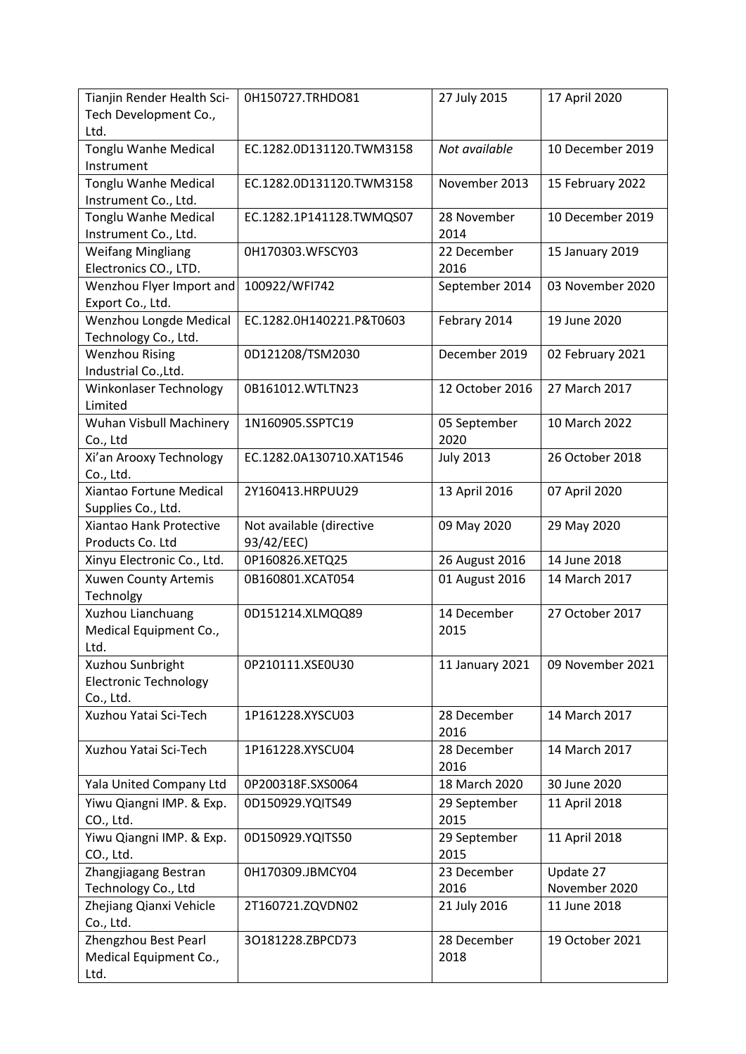| | | | |
|---|---|---|---|
| Tianjin Render Health Sci-Tech Development Co., Ltd. | 0H150727.TRHDO81 | 27 July 2015 | 17 April 2020 |
| Tonglu Wanhe Medical Instrument | EC.1282.0D131120.TWM3158 | *Not available* | 10 December 2019 |
| Tonglu Wanhe Medical Instrument Co., Ltd. | EC.1282.0D131120.TWM3158 | November 2013 | 15 February 2022 |
| Tonglu Wanhe Medical Instrument Co., Ltd. | EC.1282.1P141128.TWMQS07 | 28 November 2014 | 10 December 2019 |
| Weifang Mingliang Electronics CO., LTD. | 0H170303.WFSCY03 | 22 December 2016 | 15 January 2019 |
| Wenzhou Flyer Import and Export Co., Ltd. | 100922/WFI742 | September 2014 | 03 November 2020 |
| Wenzhou Longde Medical Technology Co., Ltd. | EC.1282.0H140221.P&T0603 | Febrary 2014 | 19 June 2020 |
| Wenzhou Rising Industrial Co.,Ltd. | 0D121208/TSM2030 | December 2019 | 02 February 2021 |
| Winkonlaser Technology Limited | 0B161012.WTLTN23 | 12 October 2016 | 27 March 2017 |
| Wuhan Visbull Machinery Co., Ltd | 1N160905.SSPTC19 | 05 September 2020 | 10 March 2022 |
| Xi'an Arooxy Technology Co., Ltd. | EC.1282.0A130710.XAT1546 | July 2013 | 26 October 2018 |
| Xiantao Fortune Medical Supplies Co., Ltd. | 2Y160413.HRPUU29 | 13 April 2016 | 07 April 2020 |
| Xiantao Hank Protective Products Co. Ltd | Not available (directive 93/42/EEC) | 09 May 2020 | 29 May 2020 |
| Xinyu Electronic Co., Ltd. | 0P160826.XETQ25 | 26 August 2016 | 14 June 2018 |
| Xuwen County Artemis Technolgy | 0B160801.XCAT054 | 01 August 2016 | 14 March 2017 |
| Xuzhou Lianchuang Medical Equipment Co., Ltd. | 0D151214.XLMQQ89 | 14 December 2015 | 27 October 2017 |
| Xuzhou Sunbright Electronic Technology Co., Ltd. | 0P210111.XSE0U30 | 11 January 2021 | 09 November 2021 |
| Xuzhou Yatai Sci-Tech | 1P161228.XYSCU03 | 28 December 2016 | 14 March 2017 |
| Xuzhou Yatai Sci-Tech | 1P161228.XYSCU04 | 28 December 2016 | 14 March 2017 |
| Yala United Company Ltd | 0P200318F.SXS0064 | 18 March 2020 | 30 June 2020 |
| Yiwu Qiangni IMP. & Exp. CO., Ltd. | 0D150929.YQITS49 | 29 September 2015 | 11 April 2018 |
| Yiwu Qiangni IMP. & Exp. CO., Ltd. | 0D150929.YQITS50 | 29 September 2015 | 11 April 2018 |
| Zhangjiagang Bestran Technology Co., Ltd | 0H170309.JBMCY04 | 23 December 2016 | Update 27 November 2020 |
| Zhejiang Qianxi Vehicle Co., Ltd. | 2T160721.ZQVDN02 | 21 July 2016 | 11 June 2018 |
| Zhengzhou Best Pearl Medical Equipment Co., Ltd. | 3O181228.ZBPCD73 | 28 December 2018 | 19 October 2021 |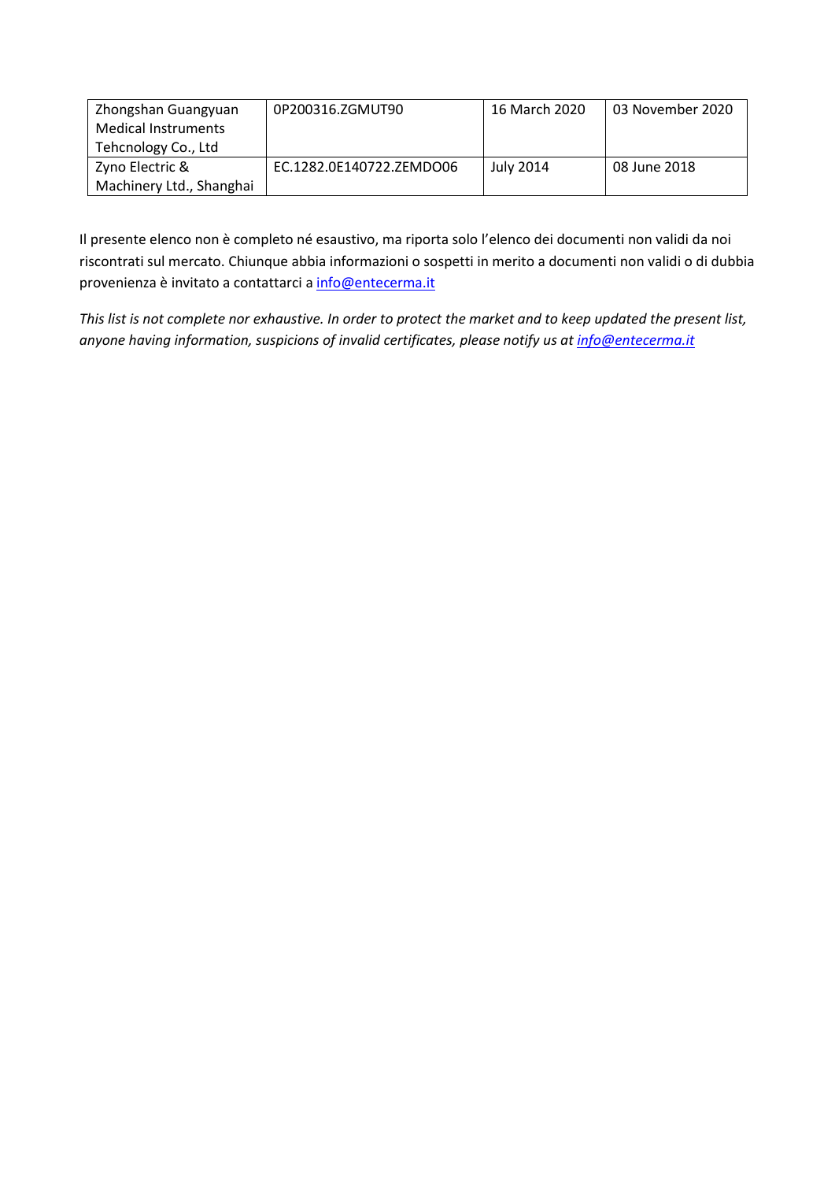| | | | |
|---|---|---|---|
| Zhongshan Guangyuan Medical Instruments Tehcnology Co., Ltd | 0P200316.ZGMUT90 | 16 March 2020 | 03 November 2020 |
| Zyno Electric & Machinery Ltd., Shanghai | EC.1282.0E140722.ZEMDO06 | July 2014 | 08 June 2018 |

Il presente elenco non è completo né esaustivo, ma riporta solo l'elenco dei documenti non validi da noi riscontrati sul mercato. Chiunque abbia informazioni o sospetti in merito a documenti non validi o di dubbia provenienza è invitato a contattarci a info@entecerma.it

*This list is not complete nor exhaustive. In order to protect the market and to keep updated the present list, anyone having information, suspicions of invalid certificates, please notify us at info@entecerma.it*